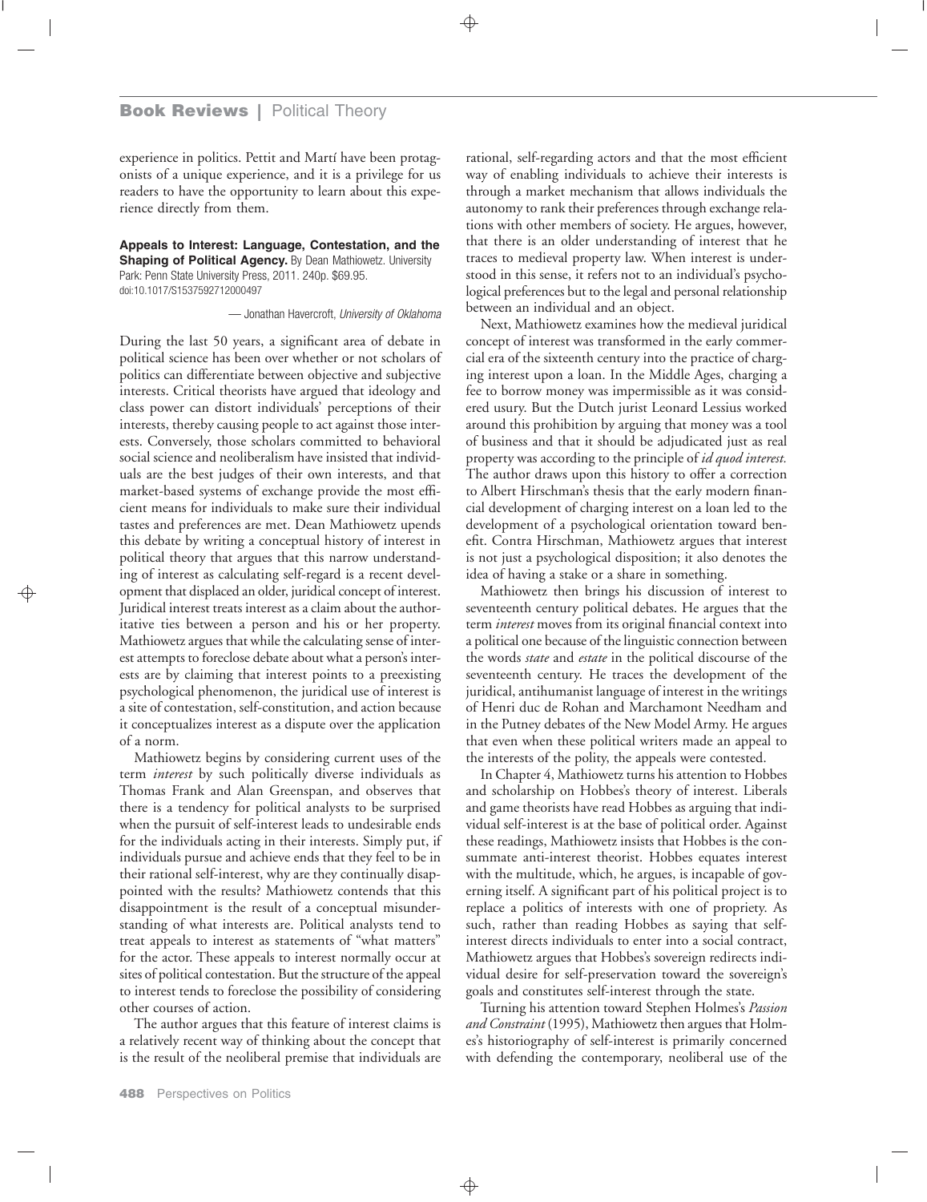experience in politics. Pettit and Martí have been protagonists of a unique experience, and it is a privilege for us readers to have the opportunity to learn about this experience directly from them.

**Appeals to Interest: Language, Contestation, and the Shaping of Political Agency.** By Dean Mathiowetz. University Park: Penn State University Press, 2011. 240p. $69.95. doi:10.1017/S1537592712000497

— Jonathan Havercroft, *University of Oklahoma*

During the last 50 years, a significant area of debate in political science has been over whether or not scholars of politics can differentiate between objective and subjective interests. Critical theorists have argued that ideology and class power can distort individuals' perceptions of their interests, thereby causing people to act against those interests. Conversely, those scholars committed to behavioral social science and neoliberalism have insisted that individuals are the best judges of their own interests, and that market-based systems of exchange provide the most efficient means for individuals to make sure their individual tastes and preferences are met. Dean Mathiowetz upends this debate by writing a conceptual history of interest in political theory that argues that this narrow understanding of interest as calculating self-regard is a recent development that displaced an older, juridical concept of interest. Juridical interest treats interest as a claim about the authoritative ties between a person and his or her property. Mathiowetz argues that while the calculating sense of interest attempts to foreclose debate about what a person's interests are by claiming that interest points to a preexisting psychological phenomenon, the juridical use of interest is a site of contestation, self-constitution, and action because it conceptualizes interest as a dispute over the application of a norm.

Mathiowetz begins by considering current uses of the term *interest* by such politically diverse individuals as Thomas Frank and Alan Greenspan, and observes that there is a tendency for political analysts to be surprised when the pursuit of self-interest leads to undesirable ends for the individuals acting in their interests. Simply put, if individuals pursue and achieve ends that they feel to be in their rational self-interest, why are they continually disappointed with the results? Mathiowetz contends that this disappointment is the result of a conceptual misunderstanding of what interests are. Political analysts tend to treat appeals to interest as statements of "what matters" for the actor. These appeals to interest normally occur at sites of political contestation. But the structure of the appeal to interest tends to foreclose the possibility of considering other courses of action.

The author argues that this feature of interest claims is a relatively recent way of thinking about the concept that is the result of the neoliberal premise that individuals are rational, self-regarding actors and that the most efficient way of enabling individuals to achieve their interests is through a market mechanism that allows individuals the autonomy to rank their preferences through exchange relations with other members of society. He argues, however, that there is an older understanding of interest that he traces to medieval property law. When interest is understood in this sense, it refers not to an individual's psychological preferences but to the legal and personal relationship between an individual and an object.

Next, Mathiowetz examines how the medieval juridical concept of interest was transformed in the early commercial era of the sixteenth century into the practice of charging interest upon a loan. In the Middle Ages, charging a fee to borrow money was impermissible as it was considered usury. But the Dutch jurist Leonard Lessius worked around this prohibition by arguing that money was a tool of business and that it should be adjudicated just as real property was according to the principle of *id quod interest.* The author draws upon this history to offer a correction to Albert Hirschman's thesis that the early modern financial development of charging interest on a loan led to the development of a psychological orientation toward benefit. Contra Hirschman, Mathiowetz argues that interest is not just a psychological disposition; it also denotes the idea of having a stake or a share in something.

Mathiowetz then brings his discussion of interest to seventeenth century political debates. He argues that the term *interest* moves from its original financial context into a political one because of the linguistic connection between the words *state* and *estate* in the political discourse of the seventeenth century. He traces the development of the juridical, antihumanist language of interest in the writings of Henri duc de Rohan and Marchamont Needham and in the Putney debates of the New Model Army. He argues that even when these political writers made an appeal to the interests of the polity, the appeals were contested.

In Chapter 4, Mathiowetz turns his attention to Hobbes and scholarship on Hobbes's theory of interest. Liberals and game theorists have read Hobbes as arguing that individual self-interest is at the base of political order. Against these readings, Mathiowetz insists that Hobbes is the consummate anti-interest theorist. Hobbes equates interest with the multitude, which, he argues, is incapable of governing itself. A significant part of his political project is to replace a politics of interests with one of propriety. As such, rather than reading Hobbes as saying that self-interest directs individuals to enter into a social contract, Mathiowetz argues that Hobbes's sovereign redirects individual desire for self-preservation toward the sovereign's goals and constitutes self-interest through the state.

Turning his attention toward Stephen Holmes's *Passion and Constraint* (1995), Mathiowetz then argues that Holmes's historiography of self-interest is primarily concerned with defending the contemporary, neoliberal use of the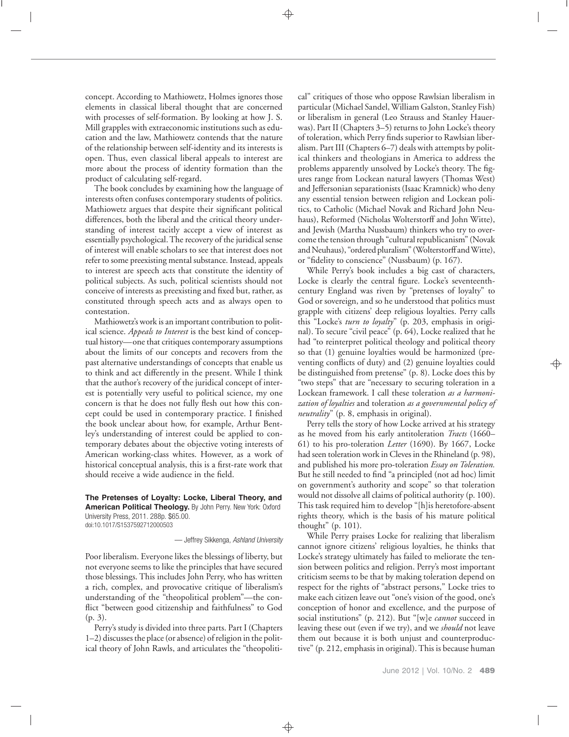concept. According to Mathiowetz, Holmes ignores those elements in classical liberal thought that are concerned with processes of self-formation. By looking at how J. S. Mill grapples with extraeconomic institutions such as education and the law, Mathiowetz contends that the nature of the relationship between self-identity and its interests is open. Thus, even classical liberal appeals to interest are more about the process of identity formation than the product of calculating self-regard.

The book concludes by examining how the language of interests often confuses contemporary students of politics. Mathiowetz argues that despite their significant political differences, both the liberal and the critical theory understanding of interest tacitly accept a view of interest as essentially psychological. The recovery of the juridical sense of interest will enable scholars to see that interest does not refer to some preexisting mental substance. Instead, appeals to interest are speech acts that constitute the identity of political subjects. As such, political scientists should not conceive of interests as preexisting and fixed but, rather, as constituted through speech acts and as always open to contestation.

Mathiowetz's work is an important contribution to political science. *Appeals to Interest* is the best kind of conceptual history—one that critiques contemporary assumptions about the limits of our concepts and recovers from the past alternative understandings of concepts that enable us to think and act differently in the present. While I think that the author's recovery of the juridical concept of interest is potentially very useful to political science, my one concern is that he does not fully flesh out how this concept could be used in contemporary practice. I finished the book unclear about how, for example, Arthur Bentley's understanding of interest could be applied to contemporary debates about the objective voting interests of American working-class whites. However, as a work of historical conceptual analysis, this is a first-rate work that should receive a wide audience in the field.

**The Pretenses of Loyalty: Locke, Liberal Theory, and American Political Theology.** By John Perry. New York: Oxford University Press, 2011. 288p. $65.00.
doi:10.1017/S1537592712000503

— Jeffrey Sikkenga, *Ashland University*

Poor liberalism. Everyone likes the blessings of liberty, but not everyone seems to like the principles that have secured those blessings. This includes John Perry, who has written a rich, complex, and provocative critique of liberalism's understanding of the "theopolitical problem"—the conflict "between good citizenship and faithfulness" to God (p. 3).

Perry's study is divided into three parts. Part I (Chapters 1–2) discusses the place (or absence) of religion in the political theory of John Rawls, and articulates the "theopolitical" critiques of those who oppose Rawlsian liberalism in particular (Michael Sandel, William Galston, Stanley Fish) or liberalism in general (Leo Strauss and Stanley Hauerwas). Part II (Chapters 3–5) returns to John Locke's theory of toleration, which Perry finds superior to Rawlsian liberalism. Part III (Chapters 6–7) deals with attempts by political thinkers and theologians in America to address the problems apparently unsolved by Locke's theory. The figures range from Lockean natural lawyers (Thomas West) and Jeffersonian separationists (Isaac Kramnick) who deny any essential tension between religion and Lockean politics, to Catholic (Michael Novak and Richard John Neuhaus), Reformed (Nicholas Wolterstorff and John Witte), and Jewish (Martha Nussbaum) thinkers who try to overcome the tension through "cultural republicanism" (Novak and Neuhaus), "ordered pluralism" (Wolterstorff and Witte), or "fidelity to conscience" (Nussbaum) (p. 167).

While Perry's book includes a big cast of characters, Locke is clearly the central figure. Locke's seventeenth-century England was riven by "pretenses of loyalty" to God or sovereign, and so he understood that politics must grapple with citizens' deep religious loyalties. Perry calls this "Locke's *turn to loyalty*" (p. 203, emphasis in original). To secure "civil peace" (p. 64), Locke realized that he had "to reinterpret political theology and political theory so that (1) genuine loyalties would be harmonized (preventing conflicts of duty) and (2) genuine loyalties could be distinguished from pretense" (p. 8). Locke does this by "two steps" that are "necessary to securing toleration in a Lockean framework. I call these toleration *as a harmonization of loyalties* and toleration *as a governmental policy of neutrality*" (p. 8, emphasis in original).

Perry tells the story of how Locke arrived at his strategy as he moved from his early antitoleration *Tracts* (1660–61) to his pro-toleration *Letter* (1690). By 1667, Locke had seen toleration work in Cleves in the Rhineland (p. 98), and published his more pro-toleration *Essay on Toleration.* But he still needed to find "a principled (not ad hoc) limit on government's authority and scope" so that toleration would not dissolve all claims of political authority (p. 100). This task required him to develop "[h]is heretofore-absent rights theory, which is the basis of his mature political thought" (p. 101).

While Perry praises Locke for realizing that liberalism cannot ignore citizens' religious loyalties, he thinks that Locke's strategy ultimately has failed to meliorate the tension between politics and religion. Perry's most important criticism seems to be that by making toleration depend on respect for the rights of "abstract persons," Locke tries to make each citizen leave out "one's vision of the good, one's conception of honor and excellence, and the purpose of social institutions" (p. 212). But "[w]e *cannot* succeed in leaving these out (even if we try), and we *should* not leave them out because it is both unjust and counterproductive" (p. 212, emphasis in original). This is because human